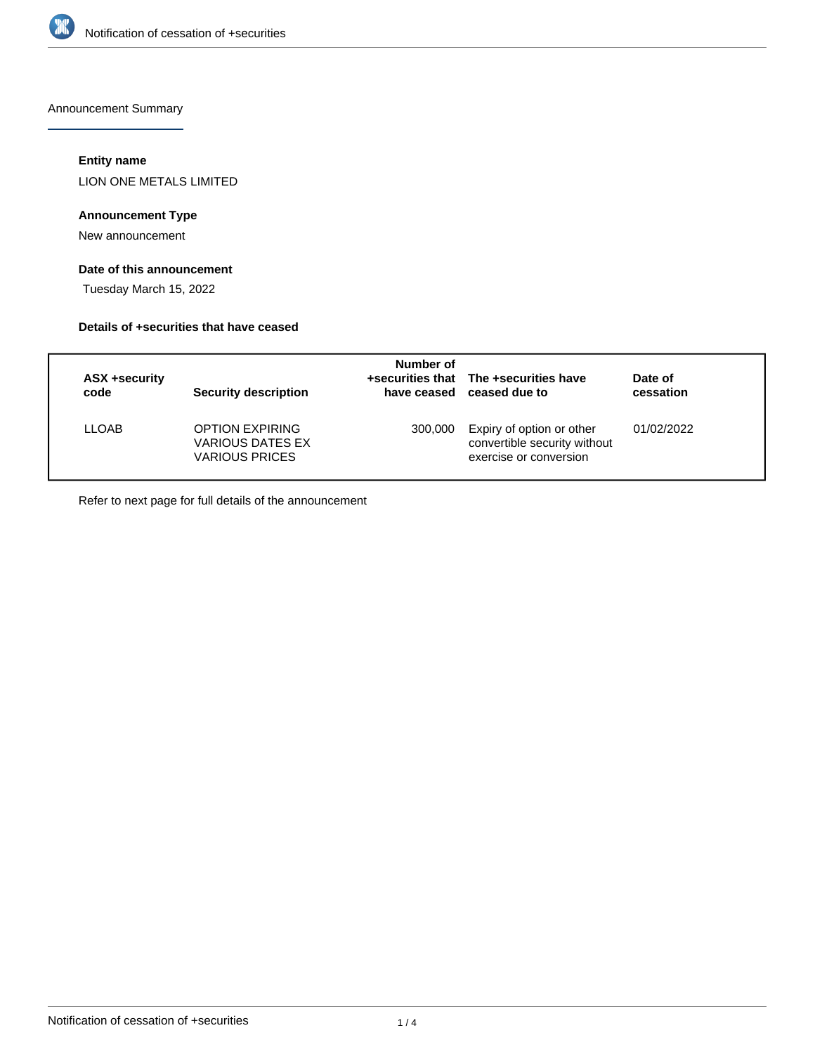Announcement Summary

### Entity name

LION ONE METALS LIMITED

### Announcement Type

New announcement

### Date of this announcement

Tuesday March 15, 2022

### Details of +securities that have ceased

| ASX +security code | Security description | Number of +securities that have ceased | The +securities have ceased due to | Date of cessation |
|---|---|---|---|---|
| LLOAB | OPTION EXPIRING VARIOUS DATES EX VARIOUS PRICES | 300,000 | Expiry of option or other convertible security without exercise or conversion | 01/02/2022 |

Refer to next page for full details of the announcement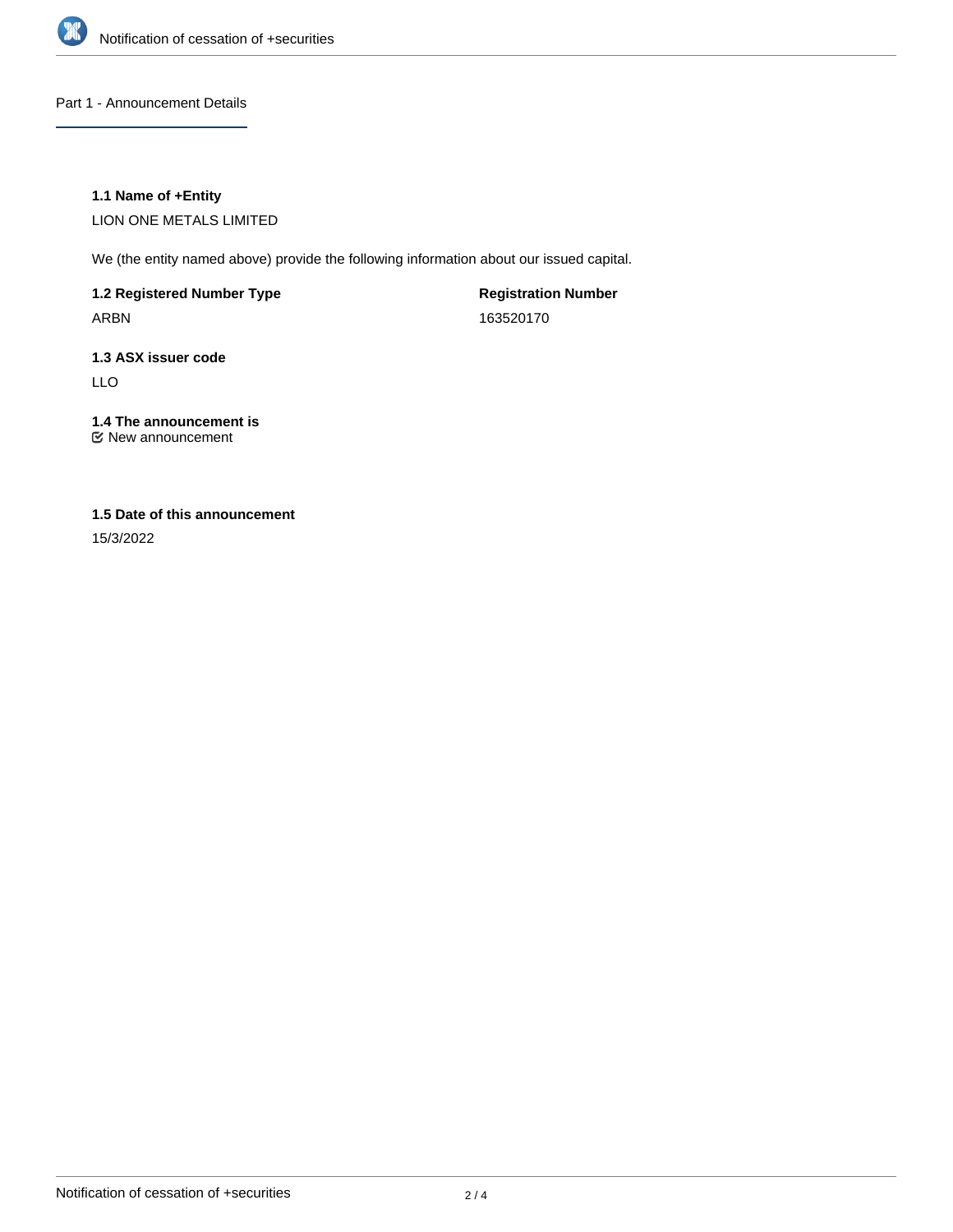## Part 1 - Announcement Details

**1.1 Name of +Entity**

LION ONE METALS LIMITED

We (the entity named above) provide the following information about our issued capital.

| **1.2 Registered Number Type** | **Registration Number** |
| --- | --- |
| ARBN | 163520170 |

**1.3 ASX issuer code**

LLO

**1.4 The announcement is**

☑ New announcement

**1.5 Date of this announcement**

15/3/2022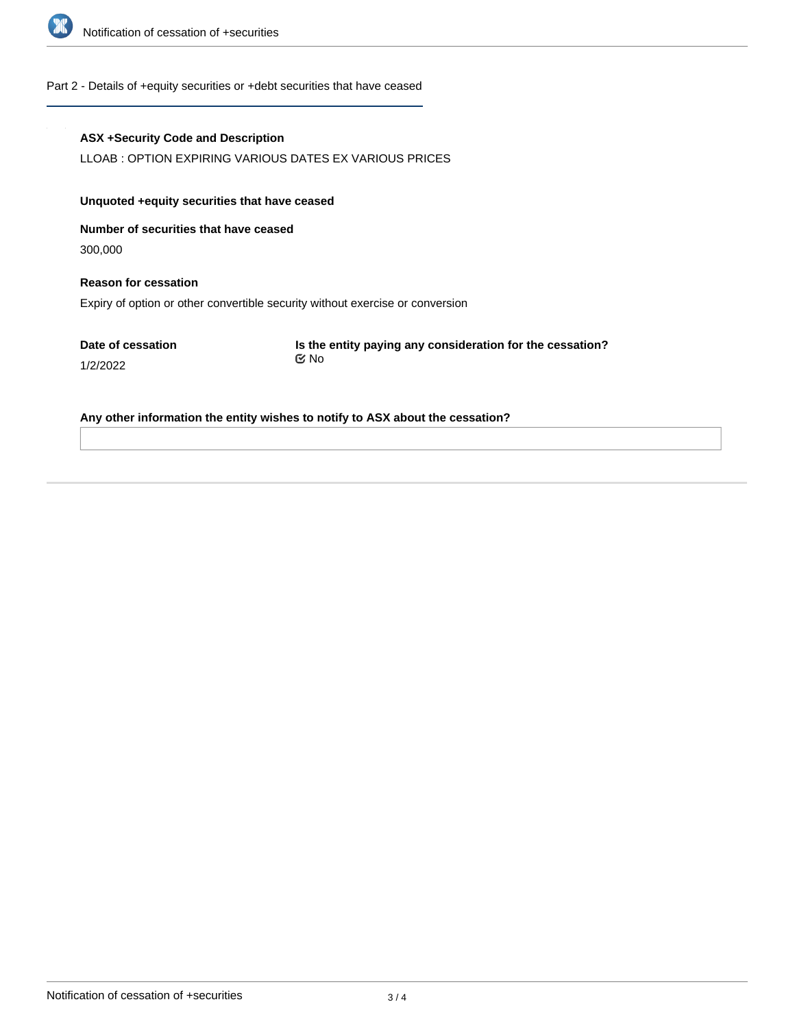## Part 2 - Details of +equity securities or +debt securities that have ceased

**ASX +Security Code and Description**

LLOAB : OPTION EXPIRING VARIOUS DATES EX VARIOUS PRICES

**Unquoted +equity securities that have ceased**

**Number of securities that have ceased**

300,000

**Reason for cessation**

Expiry of option or other convertible security without exercise or conversion

**Date of cessation**

1/2/2022

**Is the entity paying any consideration for the cessation?**

No

**Any other information the entity wishes to notify to ASX about the cessation?**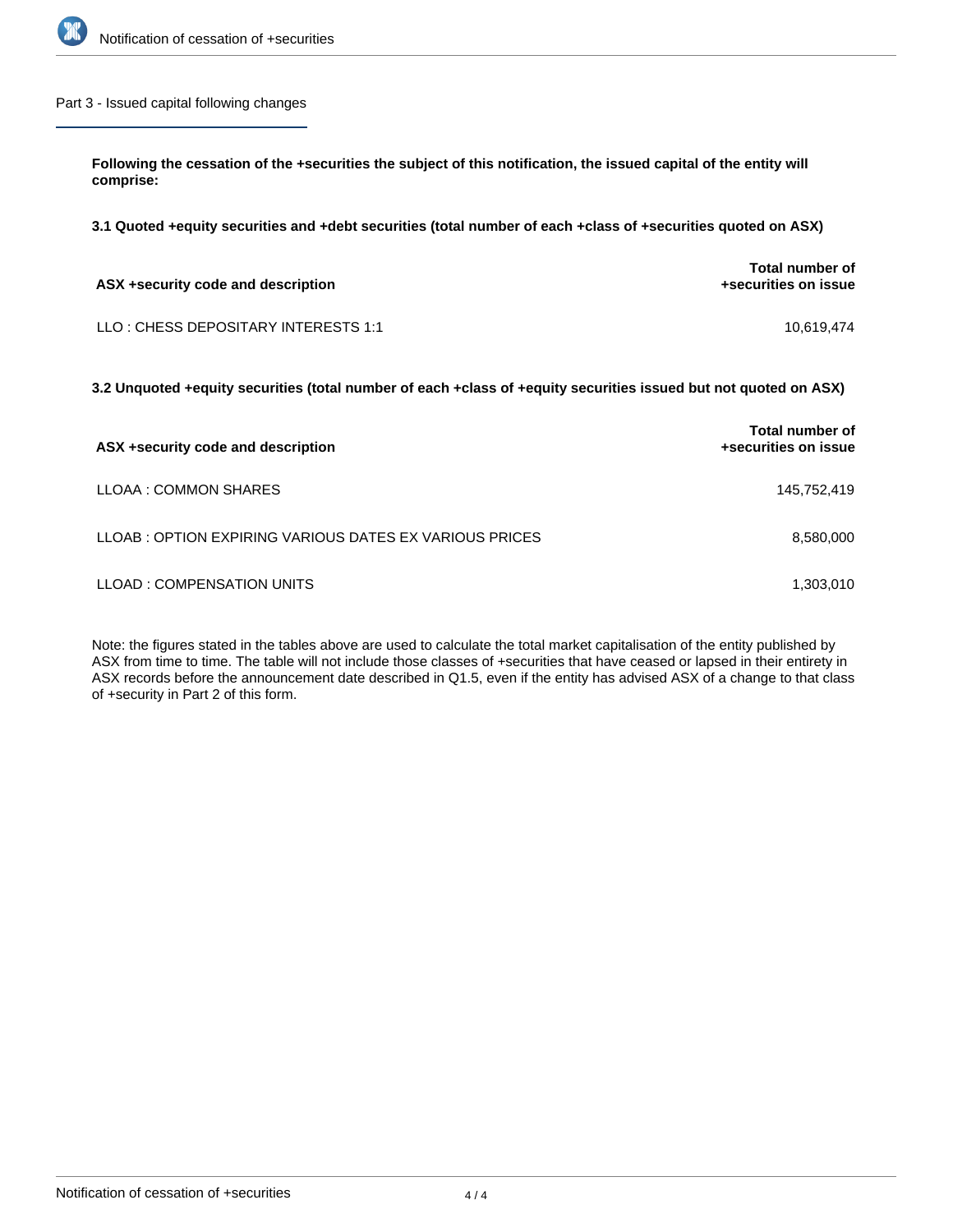## Part 3 - Issued capital following changes

**Following the cessation of the +securities the subject of this notification, the issued capital of the entity will comprise:**

**3.1 Quoted +equity securities and +debt securities (total number of each +class of +securities quoted on ASX)**

| ASX +security code and description | Total number of +securities on issue |
| --- | --- |
| LLO : CHESS DEPOSITARY INTERESTS 1:1 | 10,619,474 |

**3.2 Unquoted +equity securities (total number of each +class of +equity securities issued but not quoted on ASX)**

| ASX +security code and description | Total number of +securities on issue |
| --- | --- |
| LLOAA : COMMON SHARES | 145,752,419 |
| LLOAB : OPTION EXPIRING VARIOUS DATES EX VARIOUS PRICES | 8,580,000 |
| LLOAD : COMPENSATION UNITS | 1,303,010 |

Note: the figures stated in the tables above are used to calculate the total market capitalisation of the entity published by ASX from time to time. The table will not include those classes of +securities that have ceased or lapsed in their entirety in ASX records before the announcement date described in Q1.5, even if the entity has advised ASX of a change to that class of +security in Part 2 of this form.